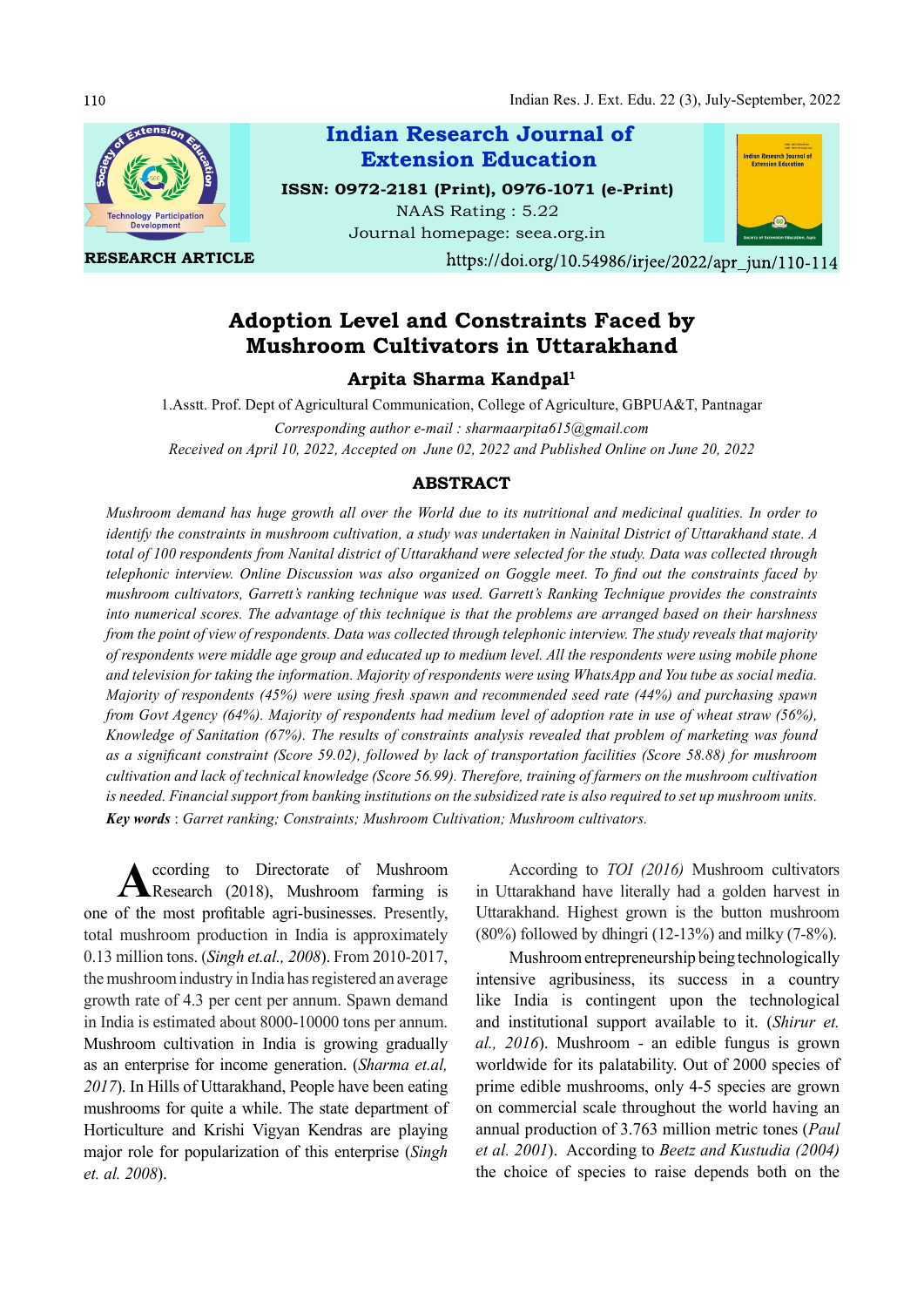RESEARCH ARTICLE

Indian Research Journal of Extension Education

ISSN: 0972-2181 (Print), 0976-1071 (e-Print)

NAAS Rating : 5.22

Journal homepage: seea.org.in

https://doi.org/10.54986/irjee/2022/apr_jun/110-114

# Adoption Level and Constraints Faced by Mushroom Cultivators in Uttarakhand

**Arpita Sharma Kandpal[1]**

1.Asstt. Prof. Dept of Agricultural Communication, College of Agriculture, GBPUA&T, Pantnagar

*Corresponding author e-mail : sharmaarpita615@gmail.com*

*Received on April 10, 2022, Accepted on June 02, 2022 and Published Online on June 20, 2022*

## ABSTRACT

*Mushroom demand has huge growth all over the World due to its nutritional and medicinal qualities. In order to identify the constraints in mushroom cultivation, a study was undertaken in Nainital District of Uttarakhand state. A total of 100 respondents from Nanital district of Uttarakhand were selected for the study. Data was collected through telephonic interview. Online Discussion was also organized on Goggle meet. To find out the constraints faced by mushroom cultivators, Garrett's ranking technique was used. Garrett's Ranking Technique provides the constraints into numerical scores. The advantage of this technique is that the problems are arranged based on their harshness from the point of view of respondents. Data was collected through telephonic interview. The study reveals that majority of respondents were middle age group and educated up to medium level. All the respondents were using mobile phone and television for taking the information. Majority of respondents were using WhatsApp and You tube as social media. Majority of respondents (45%) were using fresh spawn and recommended seed rate (44%) and purchasing spawn from Govt Agency (64%). Majority of respondents had medium level of adoption rate in use of wheat straw (56%), Knowledge of Sanitation (67%). The results of constraints analysis revealed that problem of marketing was found as a significant constraint (Score 59.02), followed by lack of transportation facilities (Score 58.88) for mushroom cultivation and lack of technical knowledge (Score 56.99). Therefore, training of farmers on the mushroom cultivation is needed. Financial support from banking institutions on the subsidized rate is also required to set up mushroom units.*

***Key words*** : *Garret ranking; Constraints; Mushroom Cultivation; Mushroom cultivators.*

According to Directorate of Mushroom Research (2018), Mushroom farming is one of the most profitable agri-businesses. Presently, total mushroom production in India is approximately 0.13 million tons. (*Singh et.al., 2008*). From 2010-2017, the mushroom industry in India has registered an average growth rate of 4.3 per cent per annum. Spawn demand in India is estimated about 8000-10000 tons per annum. Mushroom cultivation in India is growing gradually as an enterprise for income generation. (*Sharma et.al, 2017*). In Hills of Uttarakhand, People have been eating mushrooms for quite a while. The state department of Horticulture and Krishi Vigyan Kendras are playing major role for popularization of this enterprise (*Singh et. al. 2008*).

According to *TOI (2016)* Mushroom cultivators in Uttarakhand have literally had a golden harvest in Uttarakhand. Highest grown is the button mushroom (80%) followed by dhingri (12-13%) and milky (7-8%).

Mushroom entrepreneurship being technologically intensive agribusiness, its success in a country like India is contingent upon the technological and institutional support available to it. (*Shirur et. al., 2016*). Mushroom - an edible fungus is grown worldwide for its palatability. Out of 2000 species of prime edible mushrooms, only 4-5 species are grown on commercial scale throughout the world having an annual production of 3.763 million metric tones (*Paul et al. 2001*). According to *Beetz and Kustudia (2004)* the choice of species to raise depends both on the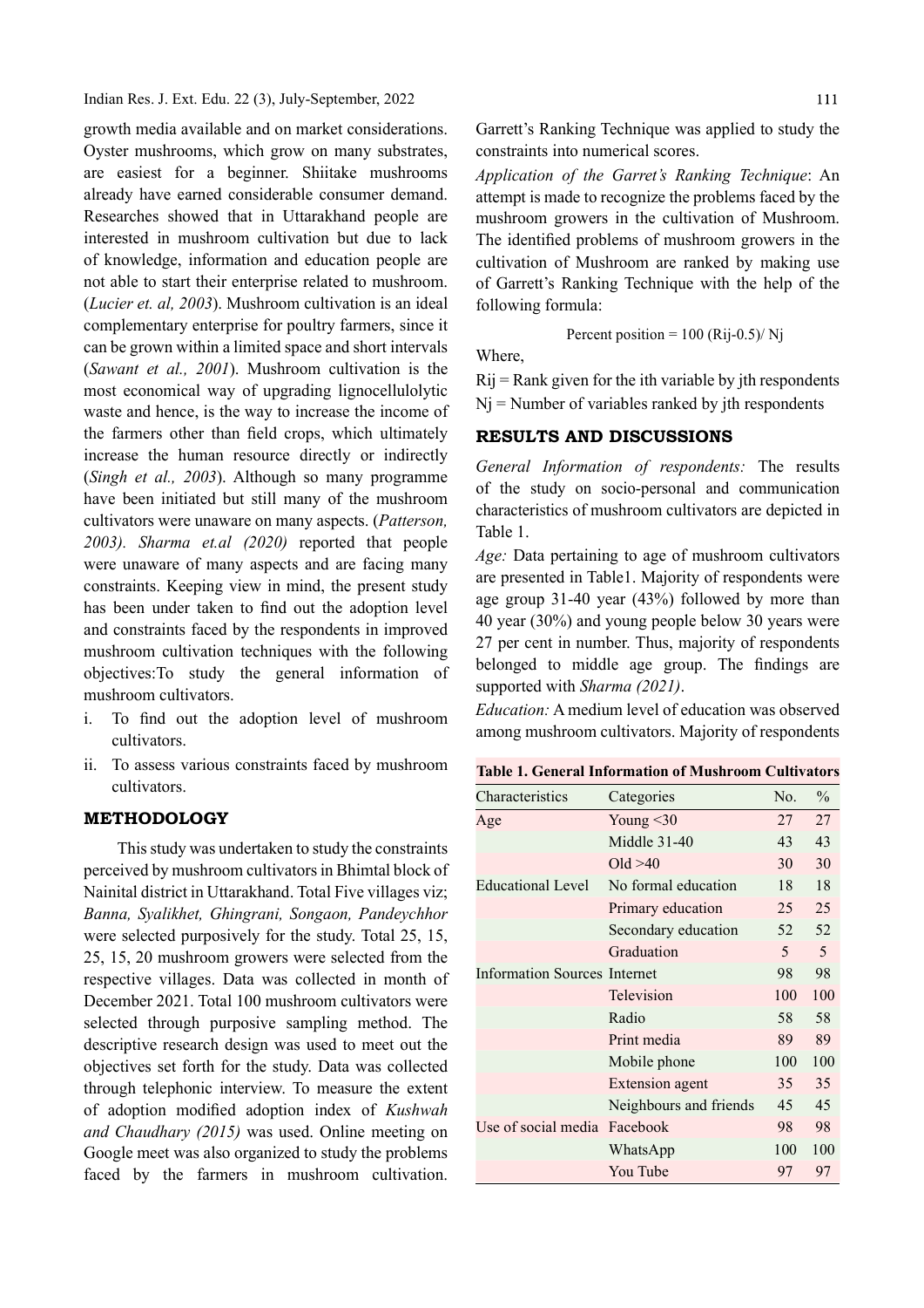growth media available and on market considerations. Oyster mushrooms, which grow on many substrates, are easiest for a beginner. Shiitake mushrooms already have earned considerable consumer demand. Researches showed that in Uttarakhand people are interested in mushroom cultivation but due to lack of knowledge, information and education people are not able to start their enterprise related to mushroom. (*Lucier et. al, 2003*). Mushroom cultivation is an ideal complementary enterprise for poultry farmers, since it can be grown within a limited space and short intervals (*Sawant et al., 2001*). Mushroom cultivation is the most economical way of upgrading lignocellulolytic waste and hence, is the way to increase the income of the farmers other than field crops, which ultimately increase the human resource directly or indirectly (*Singh et al., 2003*). Although so many programme have been initiated but still many of the mushroom cultivators were unaware on many aspects. (*Patterson, 2003). Sharma et.al (2020)* reported that people were unaware of many aspects and are facing many constraints. Keeping view in mind, the present study has been under taken to find out the adoption level and constraints faced by the respondents in improved mushroom cultivation techniques with the following objectives:To study the general information of mushroom cultivators.

i. To find out the adoption level of mushroom cultivators.
ii. To assess various constraints faced by mushroom cultivators.

## METHODOLOGY

This study was undertaken to study the constraints perceived by mushroom cultivators in Bhimtal block of Nainital district in Uttarakhand. Total Five villages viz; *Banna, Syalikhet, Ghingrani, Songaon, Pandeychhor* were selected purposively for the study. Total 25, 15, 25, 15, 20 mushroom growers were selected from the respective villages. Data was collected in month of December 2021. Total 100 mushroom cultivators were selected through purposive sampling method. The descriptive research design was used to meet out the objectives set forth for the study. Data was collected through telephonic interview. To measure the extent of adoption modified adoption index of *Kushwah and Chaudhary (2015)* was used. Online meeting on Google meet was also organized to study the problems faced by the farmers in mushroom cultivation. Garrett's Ranking Technique was applied to study the constraints into numerical scores.

*Application of the Garret's Ranking Technique*: An attempt is made to recognize the problems faced by the mushroom growers in the cultivation of Mushroom. The identified problems of mushroom growers in the cultivation of Mushroom are ranked by making use of Garrett's Ranking Technique with the help of the following formula:

$$\text{Percent position} = 100\,(R_{ij}-0.5)/\,N_j$$

Where,

$R_{ij}$ = Rank given for the ith variable by jth respondents
$N_j$ = Number of variables ranked by jth respondents

## RESULTS AND DISCUSSIONS

*General Information of respondents:* The results of the study on socio-personal and communication characteristics of mushroom cultivators are depicted in Table 1.

*Age:* Data pertaining to age of mushroom cultivators are presented in Table1. Majority of respondents were age group 31-40 year (43%) followed by more than 40 year (30%) and young people below 30 years were 27 per cent in number. Thus, majority of respondents belonged to middle age group. The findings are supported with *Sharma (2021)*.

*Education:* A medium level of education was observed among mushroom cultivators. Majority of respondents

**Table 1. General Information of Mushroom Cultivators**

| Characteristics | Categories | No. | % |
|---|---|---|---|
| Age | Young <30 | 27 | 27 |
| | Middle 31-40 | 43 | 43 |
| | Old >40 | 30 | 30 |
| Educational Level | No formal education | 18 | 18 |
| | Primary education | 25 | 25 |
| | Secondary education | 52 | 52 |
| | Graduation | 5 | 5 |
| Information Sources | Internet | 98 | 98 |
| | Television | 100 | 100 |
| | Radio | 58 | 58 |
| | Print media | 89 | 89 |
| | Mobile phone | 100 | 100 |
| | Extension agent | 35 | 35 |
| | Neighbours and friends | 45 | 45 |
| Use of social media | Facebook | 98 | 98 |
| | WhatsApp | 100 | 100 |
| | You Tube | 97 | 97 |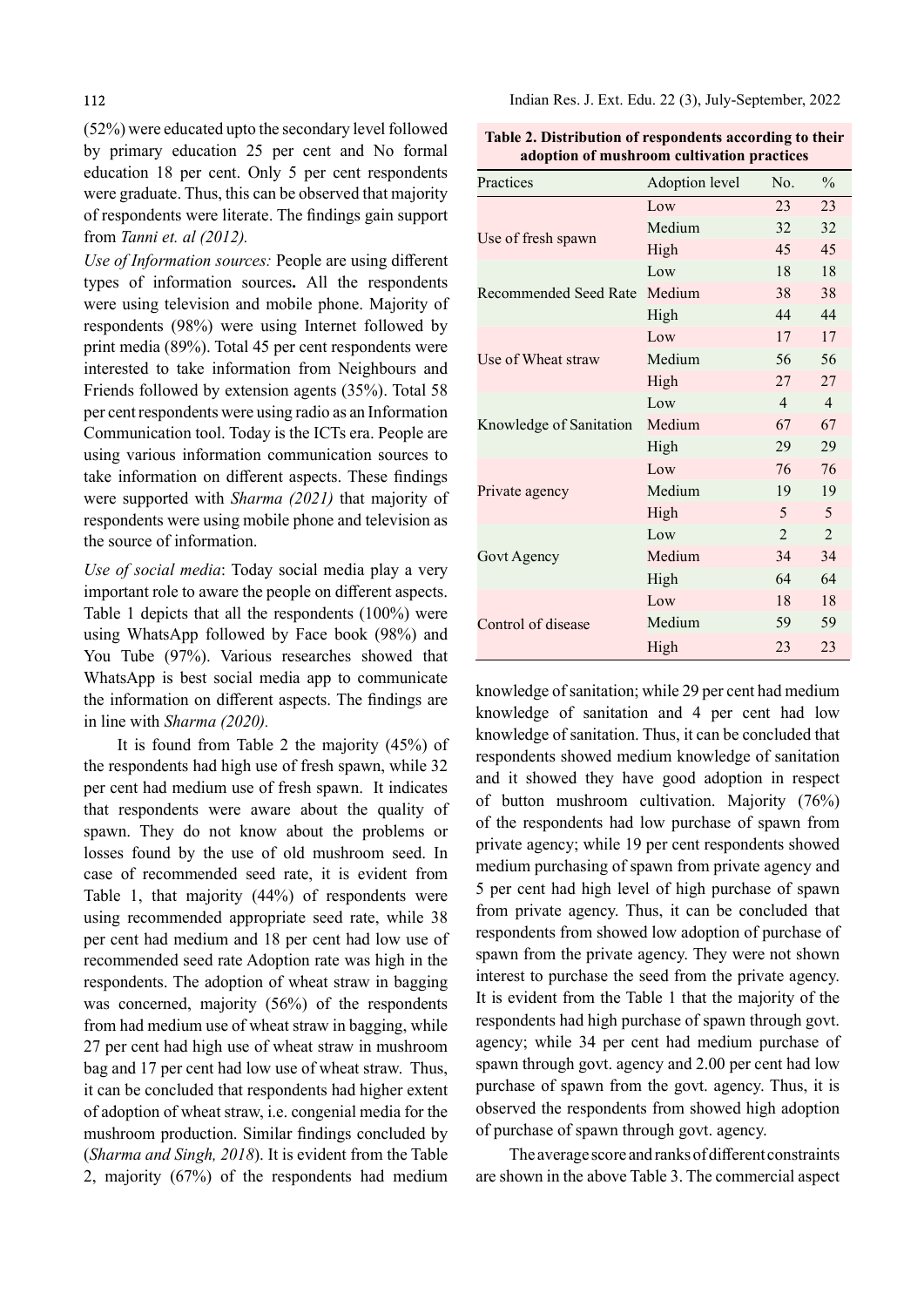(52%) were educated upto the secondary level followed by primary education 25 per cent and No formal education 18 per cent. Only 5 per cent respondents were graduate. Thus, this can be observed that majority of respondents were literate. The findings gain support from *Tanni et. al (2012).*

*Use of Information sources:* People are using different types of information sources**.** All the respondents were using television and mobile phone. Majority of respondents (98%) were using Internet followed by print media (89%). Total 45 per cent respondents were interested to take information from Neighbours and Friends followed by extension agents (35%). Total 58 per cent respondents were using radio as an Information Communication tool. Today is the ICTs era. People are using various information communication sources to take information on different aspects. These findings were supported with *Sharma (2021)* that majority of respondents were using mobile phone and television as the source of information.

*Use of social media*: Today social media play a very important role to aware the people on different aspects. Table 1 depicts that all the respondents (100%) were using WhatsApp followed by Face book (98%) and You Tube (97%). Various researches showed that WhatsApp is best social media app to communicate the information on different aspects. The findings are in line with *Sharma (2020).*

It is found from Table 2 the majority (45%) of the respondents had high use of fresh spawn, while 32 per cent had medium use of fresh spawn. It indicates that respondents were aware about the quality of spawn. They do not know about the problems or losses found by the use of old mushroom seed. In case of recommended seed rate, it is evident from Table 1, that majority (44%) of respondents were using recommended appropriate seed rate, while 38 per cent had medium and 18 per cent had low use of recommended seed rate Adoption rate was high in the respondents. The adoption of wheat straw in bagging was concerned, majority (56%) of the respondents from had medium use of wheat straw in bagging, while 27 per cent had high use of wheat straw in mushroom bag and 17 per cent had low use of wheat straw. Thus, it can be concluded that respondents had higher extent of adoption of wheat straw, i.e. congenial media for the mushroom production. Similar findings concluded by (*Sharma and Singh, 2018*). It is evident from the Table 2, majority (67%) of the respondents had medium

**Table 2. Distribution of respondents according to their adoption of mushroom cultivation practices**

| Practices | Adoption level | No. | % |
|---|---|---|---|
| Use of fresh spawn | Low | 23 | 23 |
| | Medium | 32 | 32 |
| | High | 45 | 45 |
| Recommended Seed Rate | Low | 18 | 18 |
| | Medium | 38 | 38 |
| | High | 44 | 44 |
| Use of Wheat straw | Low | 17 | 17 |
| | Medium | 56 | 56 |
| | High | 27 | 27 |
| Knowledge of Sanitation | Low | 4 | 4 |
| | Medium | 67 | 67 |
| | High | 29 | 29 |
| Private agency | Low | 76 | 76 |
| | Medium | 19 | 19 |
| | High | 5 | 5 |
| Govt Agency | Low | 2 | 2 |
| | Medium | 34 | 34 |
| | High | 64 | 64 |
| Control of disease | Low | 18 | 18 |
| | Medium | 59 | 59 |
| | High | 23 | 23 |

knowledge of sanitation; while 29 per cent had medium knowledge of sanitation and 4 per cent had low knowledge of sanitation. Thus, it can be concluded that respondents showed medium knowledge of sanitation and it showed they have good adoption in respect of button mushroom cultivation. Majority (76%) of the respondents had low purchase of spawn from private agency; while 19 per cent respondents showed medium purchasing of spawn from private agency and 5 per cent had high level of high purchase of spawn from private agency. Thus, it can be concluded that respondents from showed low adoption of purchase of spawn from the private agency. They were not shown interest to purchase the seed from the private agency. It is evident from the Table 1 that the majority of the respondents had high purchase of spawn through govt. agency; while 34 per cent had medium purchase of spawn through govt. agency and 2.00 per cent had low purchase of spawn from the govt. agency. Thus, it is observed the respondents from showed high adoption of purchase of spawn through govt. agency.

The average score and ranks of different constraints are shown in the above Table 3. The commercial aspect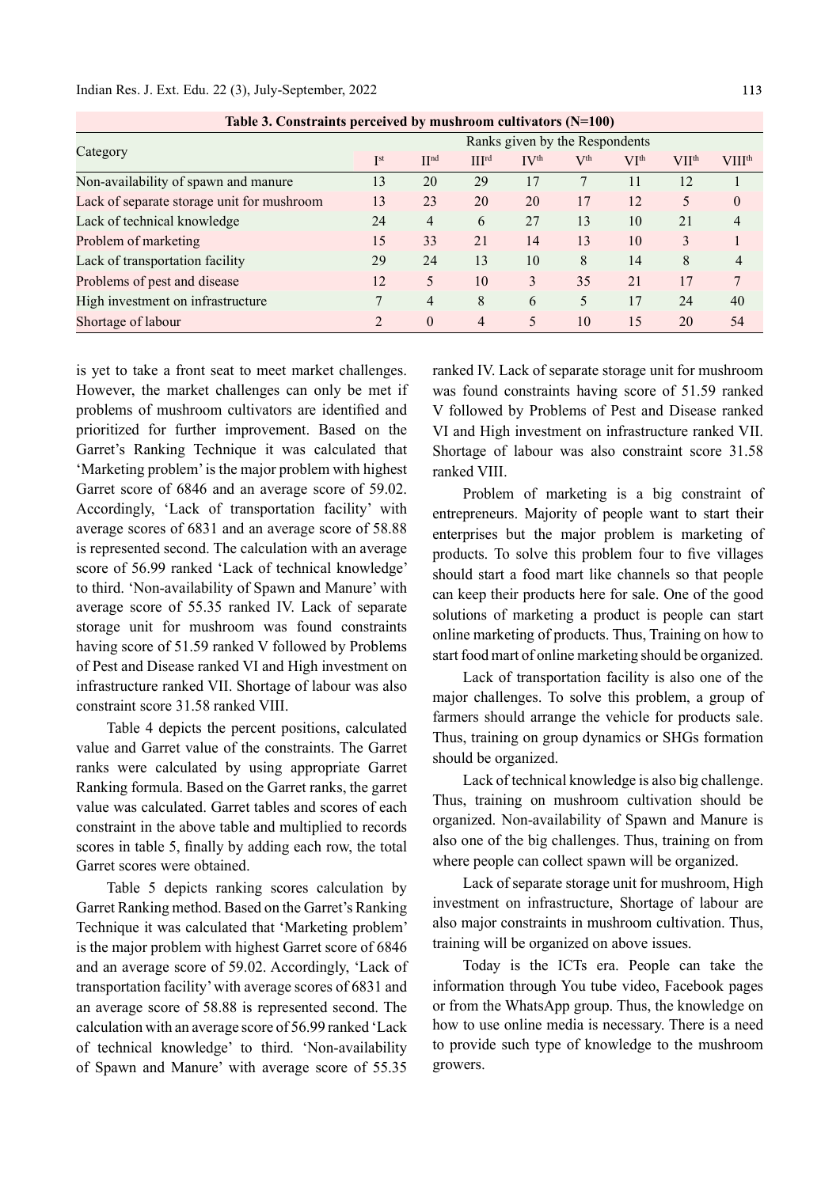**Table 3. Constraints perceived by mushroom cultivators (N=100)**

| Category | Ranks given by the Respondents | | | | | | | |
|---|---|---|---|---|---|---|---|---|
| | I[st] | II[nd] | III[rd] | IV[th] | V[th] | VI[th] | VII[th] | VIII[th] |
| Non-availability of spawn and manure | 13 | 20 | 29 | 17 | 7 | 11 | 12 | 1 |
| Lack of separate storage unit for mushroom | 13 | 23 | 20 | 20 | 17 | 12 | 5 | 0 |
| Lack of technical knowledge | 24 | 4 | 6 | 27 | 13 | 10 | 21 | 4 |
| Problem of marketing | 15 | 33 | 21 | 14 | 13 | 10 | 3 | 1 |
| Lack of transportation facility | 29 | 24 | 13 | 10 | 8 | 14 | 8 | 4 |
| Problems of pest and disease | 12 | 5 | 10 | 3 | 35 | 21 | 17 | 7 |
| High investment on infrastructure | 7 | 4 | 8 | 6 | 5 | 17 | 24 | 40 |
| Shortage of labour | 2 | 0 | 4 | 5 | 10 | 15 | 20 | 54 |

is yet to take a front seat to meet market challenges. However, the market challenges can only be met if problems of mushroom cultivators are identified and prioritized for further improvement. Based on the Garret's Ranking Technique it was calculated that 'Marketing problem' is the major problem with highest Garret score of 6846 and an average score of 59.02. Accordingly, 'Lack of transportation facility' with average scores of 6831 and an average score of 58.88 is represented second. The calculation with an average score of 56.99 ranked 'Lack of technical knowledge' to third. 'Non-availability of Spawn and Manure' with average score of 55.35 ranked IV. Lack of separate storage unit for mushroom was found constraints having score of 51.59 ranked V followed by Problems of Pest and Disease ranked VI and High investment on infrastructure ranked VII. Shortage of labour was also constraint score 31.58 ranked VIII.

Table 4 depicts the percent positions, calculated value and Garret value of the constraints. The Garret ranks were calculated by using appropriate Garret Ranking formula. Based on the Garret ranks, the garret value was calculated. Garret tables and scores of each constraint in the above table and multiplied to records scores in table 5, finally by adding each row, the total Garret scores were obtained.

Table 5 depicts ranking scores calculation by Garret Ranking method. Based on the Garret's Ranking Technique it was calculated that 'Marketing problem' is the major problem with highest Garret score of 6846 and an average score of 59.02. Accordingly, 'Lack of transportation facility' with average scores of 6831 and an average score of 58.88 is represented second. The calculation with an average score of 56.99 ranked 'Lack of technical knowledge' to third. 'Non-availability of Spawn and Manure' with average score of 55.35 ranked IV. Lack of separate storage unit for mushroom was found constraints having score of 51.59 ranked V followed by Problems of Pest and Disease ranked VI and High investment on infrastructure ranked VII. Shortage of labour was also constraint score 31.58 ranked VIII.

Problem of marketing is a big constraint of entrepreneurs. Majority of people want to start their enterprises but the major problem is marketing of products. To solve this problem four to five villages should start a food mart like channels so that people can keep their products here for sale. One of the good solutions of marketing a product is people can start online marketing of products. Thus, Training on how to start food mart of online marketing should be organized.

Lack of transportation facility is also one of the major challenges. To solve this problem, a group of farmers should arrange the vehicle for products sale. Thus, training on group dynamics or SHGs formation should be organized.

Lack of technical knowledge is also big challenge. Thus, training on mushroom cultivation should be organized. Non-availability of Spawn and Manure is also one of the big challenges. Thus, training on from where people can collect spawn will be organized.

Lack of separate storage unit for mushroom, High investment on infrastructure, Shortage of labour are also major constraints in mushroom cultivation. Thus, training will be organized on above issues.

Today is the ICTs era. People can take the information through You tube video, Facebook pages or from the WhatsApp group. Thus, the knowledge on how to use online media is necessary. There is a need to provide such type of knowledge to the mushroom growers.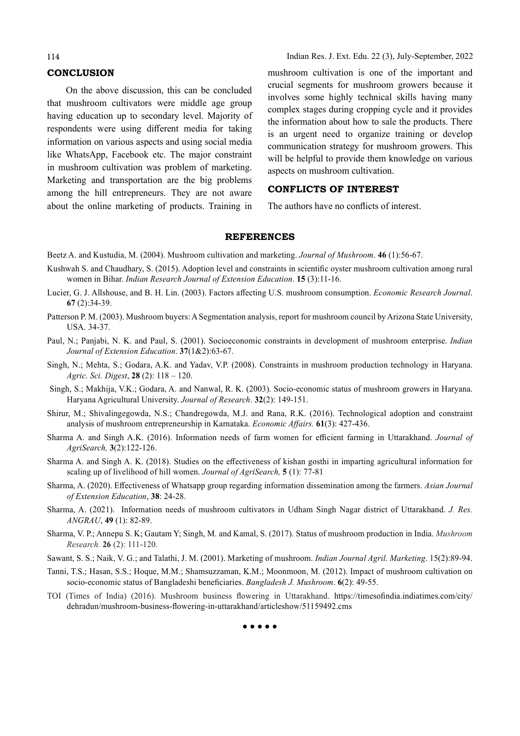## CONCLUSION

On the above discussion, this can be concluded that mushroom cultivators were middle age group having education up to secondary level. Majority of respondents were using different media for taking information on various aspects and using social media like WhatsApp, Facebook etc. The major constraint in mushroom cultivation was problem of marketing. Marketing and transportation are the big problems among the hill entrepreneurs. They are not aware about the online marketing of products. Training in mushroom cultivation is one of the important and crucial segments for mushroom growers because it involves some highly technical skills having many complex stages during cropping cycle and it provides the information about how to sale the products. There is an urgent need to organize training or develop communication strategy for mushroom growers. This will be helpful to provide them knowledge on various aspects on mushroom cultivation.

## CONFLICTS OF INTEREST

The authors have no conflicts of interest.

## REFERENCES

Beetz A. and Kustudia, M. (2004). Mushroom cultivation and marketing. *Journal of Mushroom*. **46** (1):56-67.

Kushwah S. and Chaudhary, S. (2015). Adoption level and constraints in scientific oyster mushroom cultivation among rural women in Bihar. *Indian Research Journal of Extension Education*. **15** (3):11-16.

Lucier, G. J. Allshouse, and B. H. Lin. (2003). Factors affecting U.S. mushroom consumption. *Economic Research Journal*. **67** (2):34-39.

Patterson P. M. (2003). Mushroom buyers: A Segmentation analysis, report for mushroom council by Arizona State University, USA. 34-37.

Paul, N.; Panjabi, N. K. and Paul, S. (2001). Socioeconomic constraints in development of mushroom enterprise. *Indian Journal of Extension Education*. **37**(1&2):63-67.

Singh, N.; Mehta, S.; Godara, A.K. and Yadav, V.P. (2008). Constraints in mushroom production technology in Haryana. *Agric. Sci. Digest*, **28** (2): 118 – 120.

Singh, S.; Makhija, V.K.; Godara, A. and Nanwal, R. K. (2003). Socio-economic status of mushroom growers in Haryana. Haryana Agricultural University. *Journal of Research*. **32**(2): 149-151.

Shirur, M.; Shivalingegowda, N.S.; Chandregowda, M.J. and Rana, R.K. (2016). Technological adoption and constraint analysis of mushroom entrepreneurship in Karnataka. *Economic Affairs.* **61**(3): 427-436.

Sharma A. and Singh A.K. (2016). Information needs of farm women for efficient farming in Uttarakhand. *Journal of AgriSearch,* **3**(2):122-126.

Sharma A. and Singh A. K. (2018). Studies on the effectiveness of kishan gosthi in imparting agricultural information for scaling up of livelihood of hill women. *Journal of AgriSearch,* **5** (1): 77-81

Sharma, A. (2020). Effectiveness of Whatsapp group regarding information dissemination among the farmers. *Asian Journal of Extension Education*, **38**: 24-28.

Sharma, A. (2021). Information needs of mushroom cultivators in Udham Singh Nagar district of Uttarakhand. *J. Res. ANGRAU*, **49** (1): 82-89.

Sharma, V. P.; Annepu S. K; Gautam Y; Singh, M. and Kamal, S. (2017). Status of mushroom production in India. *Mushroom Research.* **26** (2): 111-120.

Sawant, S. S.; Naik, V. G.; and Talathi, J. M. (2001). Marketing of mushroom. *Indian Journal Agril. Marketing*. 15(2):89-94.

Tanni, T.S.; Hasan, S.S.; Hoque, M.M.; Shamsuzzaman, K.M.; Moonmoon, M. (2012). Impact of mushroom cultivation on socio-economic status of Bangladeshi beneficiaries. *Bangladesh J. Mushroom*. **6**(2): 49-55.

TOI (Times of India) (2016). Mushroom business flowering in Uttarakhand. https://timesofindia.indiatimes.com/city/dehradun/mushroom-business-flowering-in-uttarakhand/articleshow/51159492.cms

• • • • •